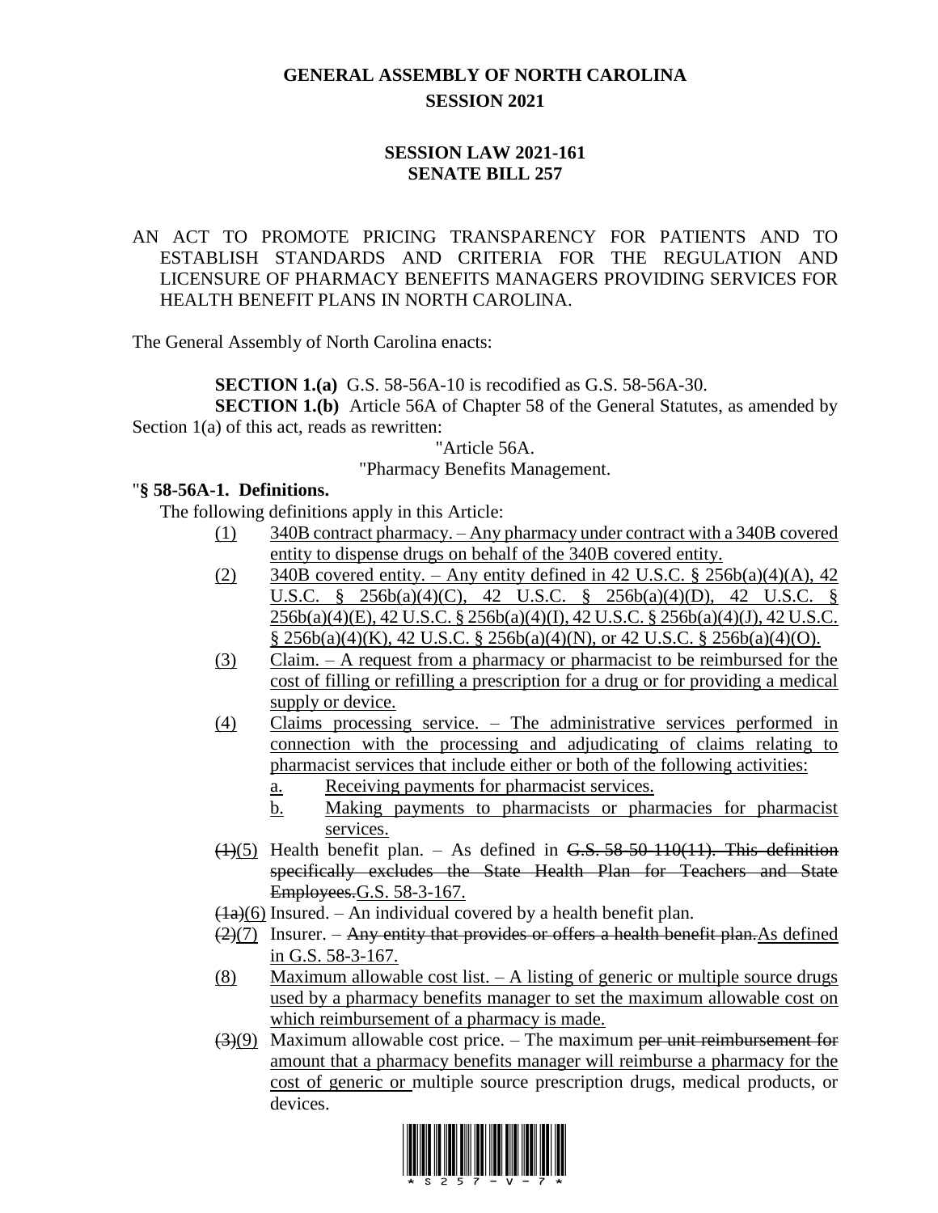# GENERAL ASSEMBLY OF NORTH CAROLINA
## SESSION 2021

### SESSION LAW 2021-161
### SENATE BILL 257

AN ACT TO PROMOTE PRICING TRANSPARENCY FOR PATIENTS AND TO ESTABLISH STANDARDS AND CRITERIA FOR THE REGULATION AND LICENSURE OF PHARMACY BENEFITS MANAGERS PROVIDING SERVICES FOR HEALTH BENEFIT PLANS IN NORTH CAROLINA.

The General Assembly of North Carolina enacts:

**SECTION 1.(a)** G.S. 58-56A-10 is recodified as G.S. 58-56A-30.

**SECTION 1.(b)** Article 56A of Chapter 58 of the General Statutes, as amended by Section 1(a) of this act, reads as rewritten:

"Article 56A.

"Pharmacy Benefits Management.

"**§ 58-56A-1. Definitions.**

The following definitions apply in this Article:

(1) 340B contract pharmacy. – Any pharmacy under contract with a 340B covered entity to dispense drugs on behalf of the 340B covered entity.

(2) 340B covered entity. – Any entity defined in 42 U.S.C. § 256b(a)(4)(A), 42 U.S.C. § 256b(a)(4)(C), 42 U.S.C. § 256b(a)(4)(D), 42 U.S.C. § 256b(a)(4)(E), 42 U.S.C. § 256b(a)(4)(I), 42 U.S.C. § 256b(a)(4)(J), 42 U.S.C. § 256b(a)(4)(K), 42 U.S.C. § 256b(a)(4)(N), or 42 U.S.C. § 256b(a)(4)(O).

(3) Claim. – A request from a pharmacy or pharmacist to be reimbursed for the cost of filling or refilling a prescription for a drug or for providing a medical supply or device.

(4) Claims processing service. – The administrative services performed in connection with the processing and adjudicating of claims relating to pharmacist services that include either or both of the following activities:

a. Receiving payments for pharmacist services.

b. Making payments to pharmacists or pharmacies for pharmacist services.

~~(1)~~(5) Health benefit plan. – As defined in ~~G.S. 58-50-110(11). This definition specifically excludes the State Health Plan for Teachers and State Employees.~~G.S. 58-3-167.

~~(1a)~~(6) Insured. – An individual covered by a health benefit plan.

~~(2)~~(7) Insurer. – ~~Any entity that provides or offers a health benefit plan.~~As defined in G.S. 58-3-167.

(8) Maximum allowable cost list. – A listing of generic or multiple source drugs used by a pharmacy benefits manager to set the maximum allowable cost on which reimbursement of a pharmacy is made.

~~(3)~~(9) Maximum allowable cost price. – The maximum ~~per unit reimbursement for~~ amount that a pharmacy benefits manager will reimburse a pharmacy for the cost of generic or multiple source prescription drugs, medical products, or devices.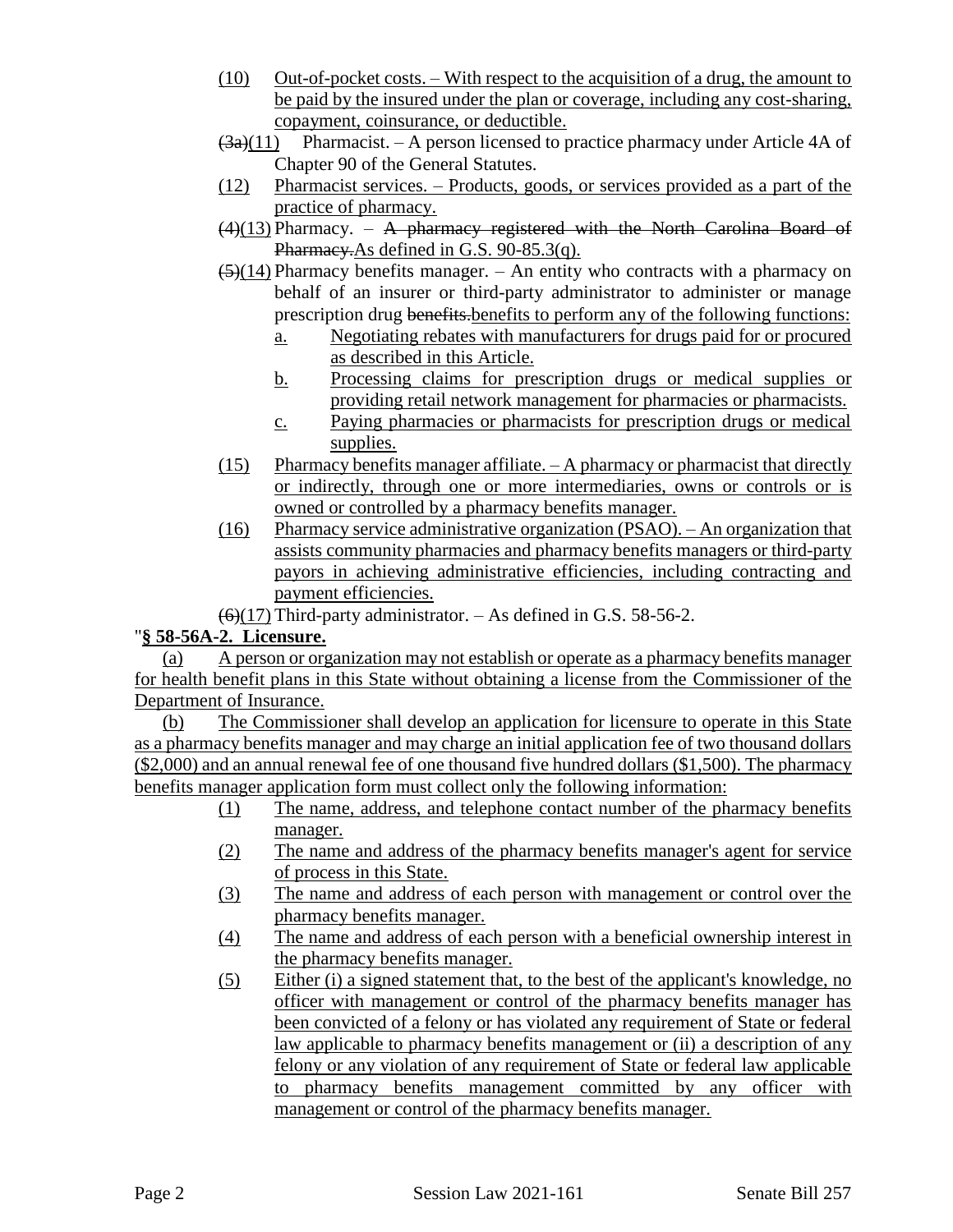(10) Out-of-pocket costs. – With respect to the acquisition of a drug, the amount to be paid by the insured under the plan or coverage, including any cost-sharing, copayment, coinsurance, or deductible.

~~(3a)~~(11) Pharmacist. – A person licensed to practice pharmacy under Article 4A of Chapter 90 of the General Statutes.

(12) Pharmacist services. – Products, goods, or services provided as a part of the practice of pharmacy.

~~(4)~~(13) Pharmacy. – ~~A pharmacy registered with the North Carolina Board of Pharmacy.~~As defined in G.S. 90-85.3(q).

~~(5)~~(14) Pharmacy benefits manager. – An entity who contracts with a pharmacy on behalf of an insurer or third-party administrator to administer or manage prescription drug ~~benefits.~~benefits to perform any of the following functions:

a. Negotiating rebates with manufacturers for drugs paid for or procured as described in this Article.

b. Processing claims for prescription drugs or medical supplies or providing retail network management for pharmacies or pharmacists.

c. Paying pharmacies or pharmacists for prescription drugs or medical supplies.

(15) Pharmacy benefits manager affiliate. – A pharmacy or pharmacist that directly or indirectly, through one or more intermediaries, owns or controls or is owned or controlled by a pharmacy benefits manager.

(16) Pharmacy service administrative organization (PSAO). – An organization that assists community pharmacies and pharmacy benefits managers or third-party payors in achieving administrative efficiencies, including contracting and payment efficiencies.

~~(6)~~(17) Third-party administrator. – As defined in G.S. 58-56-2.

"**§ 58-56A-2. Licensure.**

(a) A person or organization may not establish or operate as a pharmacy benefits manager for health benefit plans in this State without obtaining a license from the Commissioner of the Department of Insurance.

(b) The Commissioner shall develop an application for licensure to operate in this State as a pharmacy benefits manager and may charge an initial application fee of two thousand dollars ($2,000) and an annual renewal fee of one thousand five hundred dollars ($1,500). The pharmacy benefits manager application form must collect only the following information:

(1) The name, address, and telephone contact number of the pharmacy benefits manager.

(2) The name and address of the pharmacy benefits manager's agent for service of process in this State.

(3) The name and address of each person with management or control over the pharmacy benefits manager.

(4) The name and address of each person with a beneficial ownership interest in the pharmacy benefits manager.

(5) Either (i) a signed statement that, to the best of the applicant's knowledge, no officer with management or control of the pharmacy benefits manager has been convicted of a felony or has violated any requirement of State or federal law applicable to pharmacy benefits management or (ii) a description of any felony or any violation of any requirement of State or federal law applicable to pharmacy benefits management committed by any officer with management or control of the pharmacy benefits manager.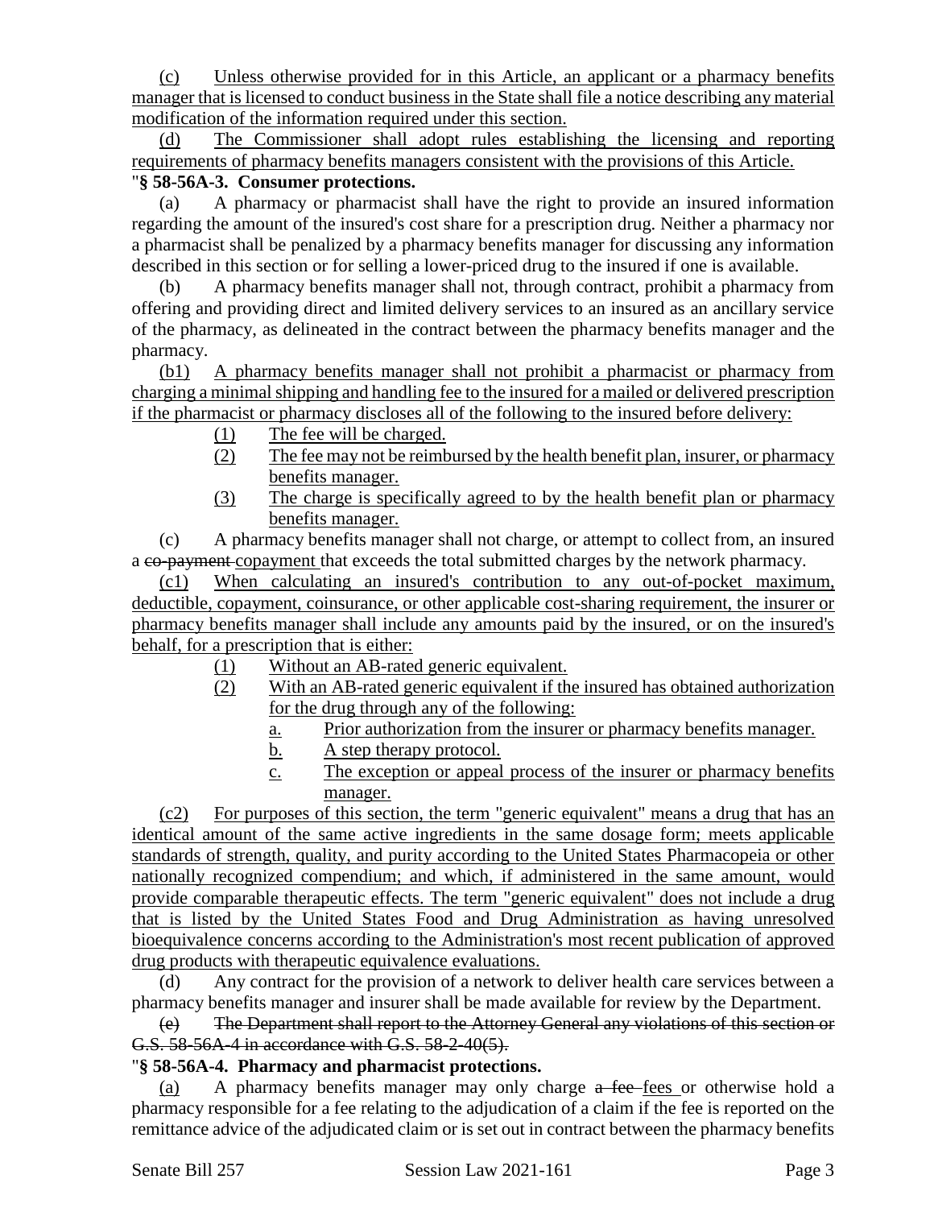(c) Unless otherwise provided for in this Article, an applicant or a pharmacy benefits manager that is licensed to conduct business in the State shall file a notice describing any material modification of the information required under this section.

(d) The Commissioner shall adopt rules establishing the licensing and reporting requirements of pharmacy benefits managers consistent with the provisions of this Article.

"**§ 58-56A-3. Consumer protections.**

(a) A pharmacy or pharmacist shall have the right to provide an insured information regarding the amount of the insured's cost share for a prescription drug. Neither a pharmacy nor a pharmacist shall be penalized by a pharmacy benefits manager for discussing any information described in this section or for selling a lower-priced drug to the insured if one is available.

(b) A pharmacy benefits manager shall not, through contract, prohibit a pharmacy from offering and providing direct and limited delivery services to an insured as an ancillary service of the pharmacy, as delineated in the contract between the pharmacy benefits manager and the pharmacy.

(b1) A pharmacy benefits manager shall not prohibit a pharmacist or pharmacy from charging a minimal shipping and handling fee to the insured for a mailed or delivered prescription if the pharmacist or pharmacy discloses all of the following to the insured before delivery:

(1) The fee will be charged.

(2) The fee may not be reimbursed by the health benefit plan, insurer, or pharmacy benefits manager.

(3) The charge is specifically agreed to by the health benefit plan or pharmacy benefits manager.

(c) A pharmacy benefits manager shall not charge, or attempt to collect from, an insured a ~~co-payment~~ copayment that exceeds the total submitted charges by the network pharmacy.

(c1) When calculating an insured's contribution to any out-of-pocket maximum, deductible, copayment, coinsurance, or other applicable cost-sharing requirement, the insurer or pharmacy benefits manager shall include any amounts paid by the insured, or on the insured's behalf, for a prescription that is either:

(1) Without an AB-rated generic equivalent.

(2) With an AB-rated generic equivalent if the insured has obtained authorization for the drug through any of the following:

a. Prior authorization from the insurer or pharmacy benefits manager.

b. A step therapy protocol.

c. The exception or appeal process of the insurer or pharmacy benefits manager.

(c2) For purposes of this section, the term "generic equivalent" means a drug that has an identical amount of the same active ingredients in the same dosage form; meets applicable standards of strength, quality, and purity according to the United States Pharmacopeia or other nationally recognized compendium; and which, if administered in the same amount, would provide comparable therapeutic effects. The term "generic equivalent" does not include a drug that is listed by the United States Food and Drug Administration as having unresolved bioequivalence concerns according to the Administration's most recent publication of approved drug products with therapeutic equivalence evaluations.

(d) Any contract for the provision of a network to deliver health care services between a pharmacy benefits manager and insurer shall be made available for review by the Department.

~~(e) The Department shall report to the Attorney General any violations of this section or G.S. 58-56A-4 in accordance with G.S. 58-2-40(5).~~

"**§ 58-56A-4. Pharmacy and pharmacist protections.**

(a) A pharmacy benefits manager may only charge ~~a fee~~ fees or otherwise hold a pharmacy responsible for a fee relating to the adjudication of a claim if the fee is reported on the remittance advice of the adjudicated claim or is set out in contract between the pharmacy benefits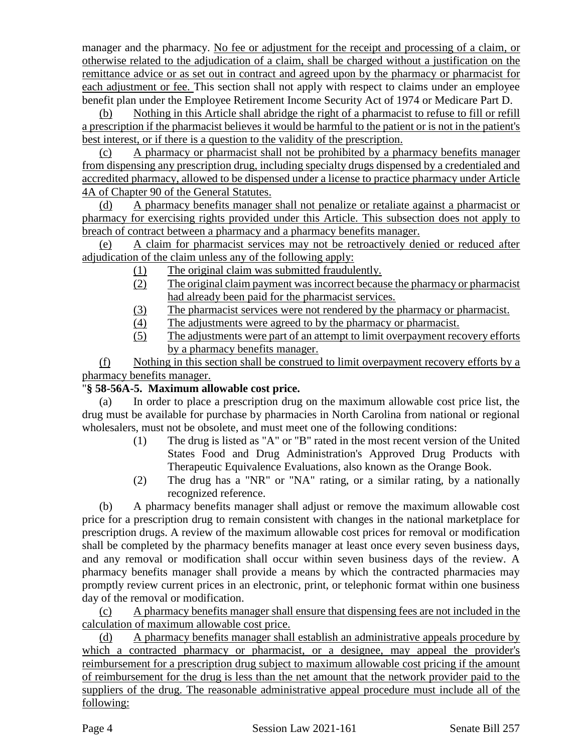manager and the pharmacy. No fee or adjustment for the receipt and processing of a claim, or otherwise related to the adjudication of a claim, shall be charged without a justification on the remittance advice or as set out in contract and agreed upon by the pharmacy or pharmacist for each adjustment or fee. This section shall not apply with respect to claims under an employee benefit plan under the Employee Retirement Income Security Act of 1974 or Medicare Part D.

(b) Nothing in this Article shall abridge the right of a pharmacist to refuse to fill or refill a prescription if the pharmacist believes it would be harmful to the patient or is not in the patient's best interest, or if there is a question to the validity of the prescription.

(c) A pharmacy or pharmacist shall not be prohibited by a pharmacy benefits manager from dispensing any prescription drug, including specialty drugs dispensed by a credentialed and accredited pharmacy, allowed to be dispensed under a license to practice pharmacy under Article 4A of Chapter 90 of the General Statutes.

(d) A pharmacy benefits manager shall not penalize or retaliate against a pharmacist or pharmacy for exercising rights provided under this Article. This subsection does not apply to breach of contract between a pharmacy and a pharmacy benefits manager.

(e) A claim for pharmacist services may not be retroactively denied or reduced after adjudication of the claim unless any of the following apply:

(1) The original claim was submitted fraudulently.
(2) The original claim payment was incorrect because the pharmacy or pharmacist had already been paid for the pharmacist services.
(3) The pharmacist services were not rendered by the pharmacy or pharmacist.
(4) The adjustments were agreed to by the pharmacy or pharmacist.
(5) The adjustments were part of an attempt to limit overpayment recovery efforts by a pharmacy benefits manager.

(f) Nothing in this section shall be construed to limit overpayment recovery efforts by a pharmacy benefits manager.

"**§ 58-56A-5. Maximum allowable cost price.**

(a) In order to place a prescription drug on the maximum allowable cost price list, the drug must be available for purchase by pharmacies in North Carolina from national or regional wholesalers, must not be obsolete, and must meet one of the following conditions:

(1) The drug is listed as "A" or "B" rated in the most recent version of the United States Food and Drug Administration's Approved Drug Products with Therapeutic Equivalence Evaluations, also known as the Orange Book.
(2) The drug has a "NR" or "NA" rating, or a similar rating, by a nationally recognized reference.

(b) A pharmacy benefits manager shall adjust or remove the maximum allowable cost price for a prescription drug to remain consistent with changes in the national marketplace for prescription drugs. A review of the maximum allowable cost prices for removal or modification shall be completed by the pharmacy benefits manager at least once every seven business days, and any removal or modification shall occur within seven business days of the review. A pharmacy benefits manager shall provide a means by which the contracted pharmacies may promptly review current prices in an electronic, print, or telephonic format within one business day of the removal or modification.

(c) A pharmacy benefits manager shall ensure that dispensing fees are not included in the calculation of maximum allowable cost price.

(d) A pharmacy benefits manager shall establish an administrative appeals procedure by which a contracted pharmacy or pharmacist, or a designee, may appeal the provider's reimbursement for a prescription drug subject to maximum allowable cost pricing if the amount of reimbursement for the drug is less than the net amount that the network provider paid to the suppliers of the drug. The reasonable administrative appeal procedure must include all of the following: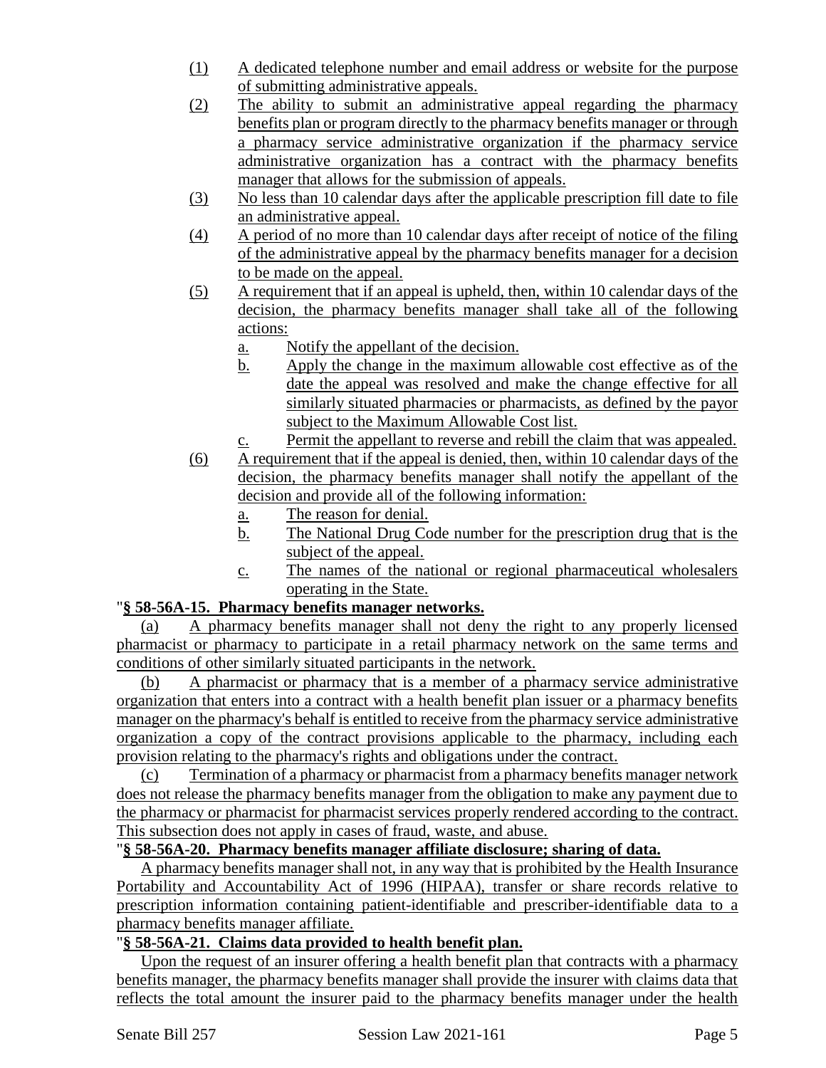(1) A dedicated telephone number and email address or website for the purpose of submitting administrative appeals.

(2) The ability to submit an administrative appeal regarding the pharmacy benefits plan or program directly to the pharmacy benefits manager or through a pharmacy service administrative organization if the pharmacy service administrative organization has a contract with the pharmacy benefits manager that allows for the submission of appeals.

(3) No less than 10 calendar days after the applicable prescription fill date to file an administrative appeal.

(4) A period of no more than 10 calendar days after receipt of notice of the filing of the administrative appeal by the pharmacy benefits manager for a decision to be made on the appeal.

(5) A requirement that if an appeal is upheld, then, within 10 calendar days of the decision, the pharmacy benefits manager shall take all of the following actions:

  a. Notify the appellant of the decision.

  b. Apply the change in the maximum allowable cost effective as of the date the appeal was resolved and make the change effective for all similarly situated pharmacies or pharmacists, as defined by the payor subject to the Maximum Allowable Cost list.

  c. Permit the appellant to reverse and rebill the claim that was appealed.

(6) A requirement that if the appeal is denied, then, within 10 calendar days of the decision, the pharmacy benefits manager shall notify the appellant of the decision and provide all of the following information:

  a. The reason for denial.

  b. The National Drug Code number for the prescription drug that is the subject of the appeal.

  c. The names of the national or regional pharmaceutical wholesalers operating in the State.

"**§ 58-56A-15. Pharmacy benefits manager networks.**

(a) A pharmacy benefits manager shall not deny the right to any properly licensed pharmacist or pharmacy to participate in a retail pharmacy network on the same terms and conditions of other similarly situated participants in the network.

(b) A pharmacist or pharmacy that is a member of a pharmacy service administrative organization that enters into a contract with a health benefit plan issuer or a pharmacy benefits manager on the pharmacy's behalf is entitled to receive from the pharmacy service administrative organization a copy of the contract provisions applicable to the pharmacy, including each provision relating to the pharmacy's rights and obligations under the contract.

(c) Termination of a pharmacy or pharmacist from a pharmacy benefits manager network does not release the pharmacy benefits manager from the obligation to make any payment due to the pharmacy or pharmacist for pharmacist services properly rendered according to the contract. This subsection does not apply in cases of fraud, waste, and abuse.

"**§ 58-56A-20. Pharmacy benefits manager affiliate disclosure; sharing of data.**

A pharmacy benefits manager shall not, in any way that is prohibited by the Health Insurance Portability and Accountability Act of 1996 (HIPAA), transfer or share records relative to prescription information containing patient-identifiable and prescriber-identifiable data to a pharmacy benefits manager affiliate.

"**§ 58-56A-21. Claims data provided to health benefit plan.**

Upon the request of an insurer offering a health benefit plan that contracts with a pharmacy benefits manager, the pharmacy benefits manager shall provide the insurer with claims data that reflects the total amount the insurer paid to the pharmacy benefits manager under the health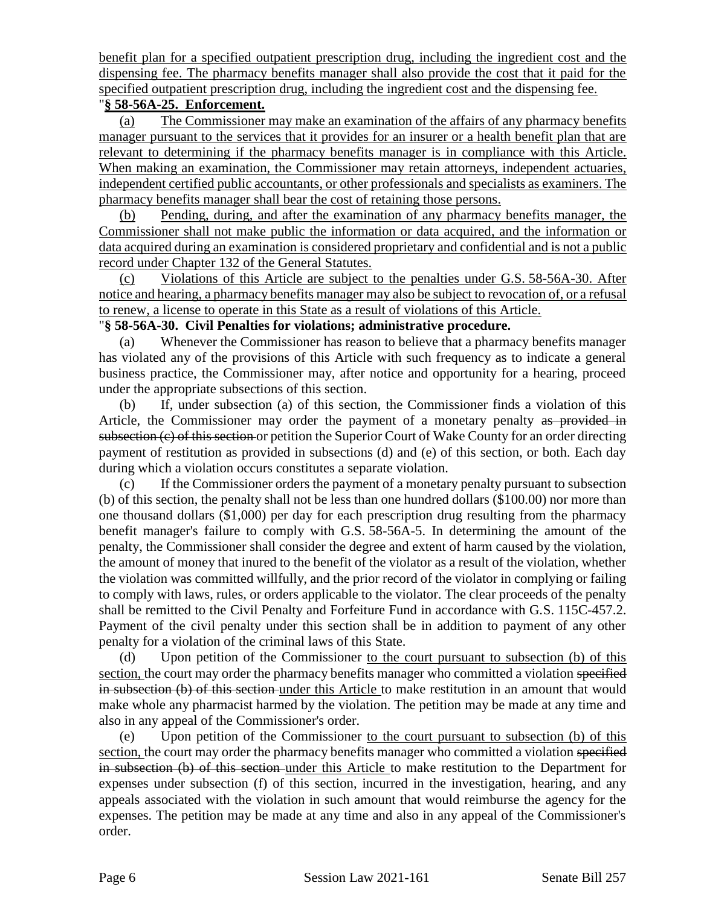benefit plan for a specified outpatient prescription drug, including the ingredient cost and the dispensing fee. The pharmacy benefits manager shall also provide the cost that it paid for the specified outpatient prescription drug, including the ingredient cost and the dispensing fee.

"**§ 58-56A-25. Enforcement.**

(a) The Commissioner may make an examination of the affairs of any pharmacy benefits manager pursuant to the services that it provides for an insurer or a health benefit plan that are relevant to determining if the pharmacy benefits manager is in compliance with this Article. When making an examination, the Commissioner may retain attorneys, independent actuaries, independent certified public accountants, or other professionals and specialists as examiners. The pharmacy benefits manager shall bear the cost of retaining those persons.

(b) Pending, during, and after the examination of any pharmacy benefits manager, the Commissioner shall not make public the information or data acquired, and the information or data acquired during an examination is considered proprietary and confidential and is not a public record under Chapter 132 of the General Statutes.

(c) Violations of this Article are subject to the penalties under G.S. 58-56A-30. After notice and hearing, a pharmacy benefits manager may also be subject to revocation of, or a refusal to renew, a license to operate in this State as a result of violations of this Article.

"**§ 58-56A-30. Civil Penalties for violations; administrative procedure.**

(a) Whenever the Commissioner has reason to believe that a pharmacy benefits manager has violated any of the provisions of this Article with such frequency as to indicate a general business practice, the Commissioner may, after notice and opportunity for a hearing, proceed under the appropriate subsections of this section.

(b) If, under subsection (a) of this section, the Commissioner finds a violation of this Article, the Commissioner may order the payment of a monetary penalty ~~as provided in subsection (c) of this section~~ or petition the Superior Court of Wake County for an order directing payment of restitution as provided in subsections (d) and (e) of this section, or both. Each day during which a violation occurs constitutes a separate violation.

(c) If the Commissioner orders the payment of a monetary penalty pursuant to subsection (b) of this section, the penalty shall not be less than one hundred dollars ($100.00) nor more than one thousand dollars ($1,000) per day for each prescription drug resulting from the pharmacy benefit manager's failure to comply with G.S. 58-56A-5. In determining the amount of the penalty, the Commissioner shall consider the degree and extent of harm caused by the violation, the amount of money that inured to the benefit of the violator as a result of the violation, whether the violation was committed willfully, and the prior record of the violator in complying or failing to comply with laws, rules, or orders applicable to the violator. The clear proceeds of the penalty shall be remitted to the Civil Penalty and Forfeiture Fund in accordance with G.S. 115C-457.2. Payment of the civil penalty under this section shall be in addition to payment of any other penalty for a violation of the criminal laws of this State.

(d) Upon petition of the Commissioner to the court pursuant to subsection (b) of this section, the court may order the pharmacy benefits manager who committed a violation ~~specified in subsection (b) of this section~~ under this Article to make restitution in an amount that would make whole any pharmacist harmed by the violation. The petition may be made at any time and also in any appeal of the Commissioner's order.

(e) Upon petition of the Commissioner to the court pursuant to subsection (b) of this section, the court may order the pharmacy benefits manager who committed a violation ~~specified in subsection (b) of this section~~ under this Article to make restitution to the Department for expenses under subsection (f) of this section, incurred in the investigation, hearing, and any appeals associated with the violation in such amount that would reimburse the agency for the expenses. The petition may be made at any time and also in any appeal of the Commissioner's order.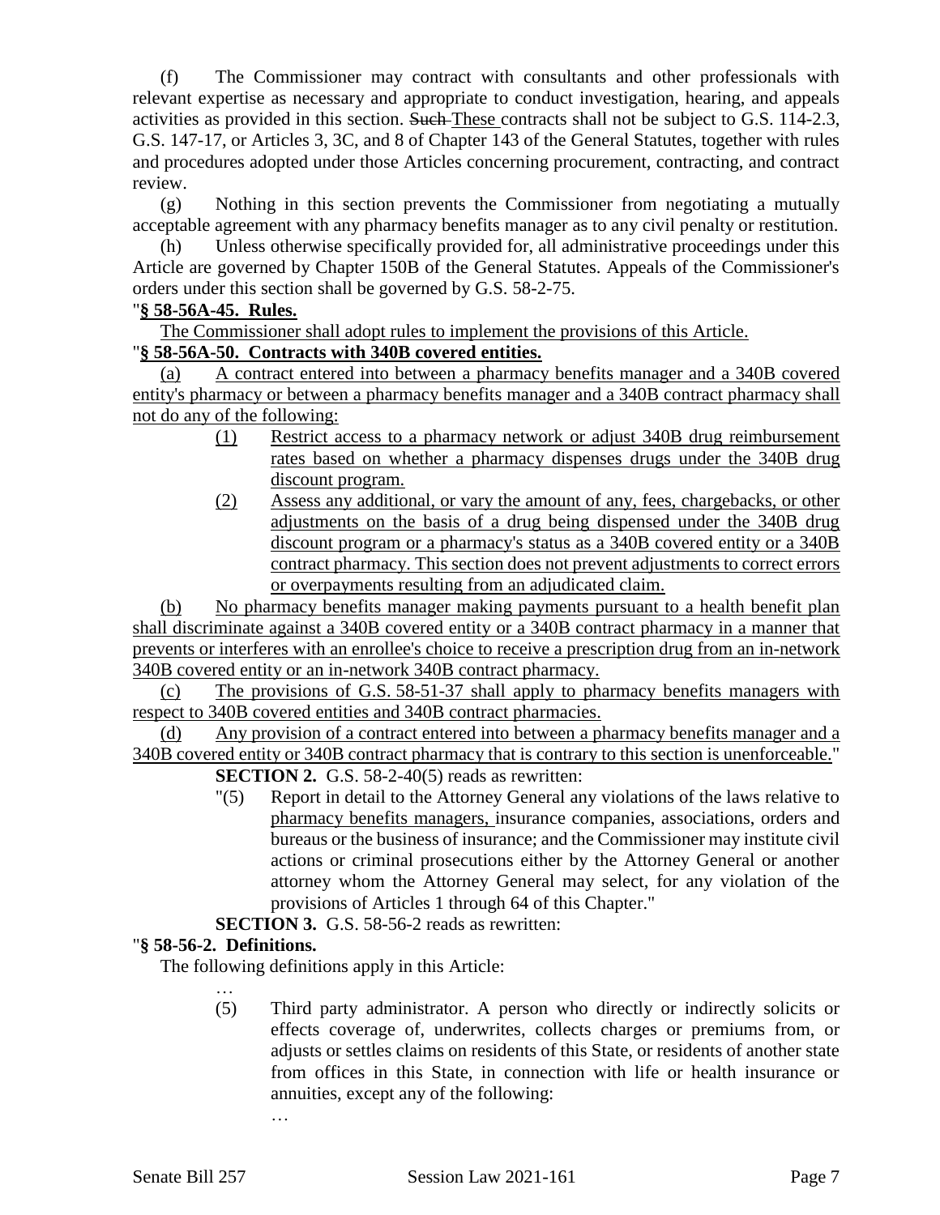(f) The Commissioner may contract with consultants and other professionals with relevant expertise as necessary and appropriate to conduct investigation, hearing, and appeals activities as provided in this section. ~~Such~~ These contracts shall not be subject to G.S. 114-2.3, G.S. 147-17, or Articles 3, 3C, and 8 of Chapter 143 of the General Statutes, together with rules and procedures adopted under those Articles concerning procurement, contracting, and contract review.

(g) Nothing in this section prevents the Commissioner from negotiating a mutually acceptable agreement with any pharmacy benefits manager as to any civil penalty or restitution.

(h) Unless otherwise specifically provided for, all administrative proceedings under this Article are governed by Chapter 150B of the General Statutes. Appeals of the Commissioner's orders under this section shall be governed by G.S. 58-2-75.

"**§ 58-56A-45. Rules.**

The Commissioner shall adopt rules to implement the provisions of this Article.

"**§ 58-56A-50. Contracts with 340B covered entities.**

(a) A contract entered into between a pharmacy benefits manager and a 340B covered entity's pharmacy or between a pharmacy benefits manager and a 340B contract pharmacy shall not do any of the following:

(1) Restrict access to a pharmacy network or adjust 340B drug reimbursement rates based on whether a pharmacy dispenses drugs under the 340B drug discount program.

(2) Assess any additional, or vary the amount of any, fees, chargebacks, or other adjustments on the basis of a drug being dispensed under the 340B drug discount program or a pharmacy's status as a 340B covered entity or a 340B contract pharmacy. This section does not prevent adjustments to correct errors or overpayments resulting from an adjudicated claim.

(b) No pharmacy benefits manager making payments pursuant to a health benefit plan shall discriminate against a 340B covered entity or a 340B contract pharmacy in a manner that prevents or interferes with an enrollee's choice to receive a prescription drug from an in-network 340B covered entity or an in-network 340B contract pharmacy.

(c) The provisions of G.S. 58-51-37 shall apply to pharmacy benefits managers with respect to 340B covered entities and 340B contract pharmacies.

(d) Any provision of a contract entered into between a pharmacy benefits manager and a 340B covered entity or 340B contract pharmacy that is contrary to this section is unenforceable."

**SECTION 2.** G.S. 58-2-40(5) reads as rewritten:

"(5) Report in detail to the Attorney General any violations of the laws relative to pharmacy benefits managers, insurance companies, associations, orders and bureaus or the business of insurance; and the Commissioner may institute civil actions or criminal prosecutions either by the Attorney General or another attorney whom the Attorney General may select, for any violation of the provisions of Articles 1 through 64 of this Chapter."

**SECTION 3.** G.S. 58-56-2 reads as rewritten:

"**§ 58-56-2. Definitions.**

The following definitions apply in this Article:

…

(5) Third party administrator. A person who directly or indirectly solicits or effects coverage of, underwrites, collects charges or premiums from, or adjusts or settles claims on residents of this State, or residents of another state from offices in this State, in connection with life or health insurance or annuities, except any of the following:

…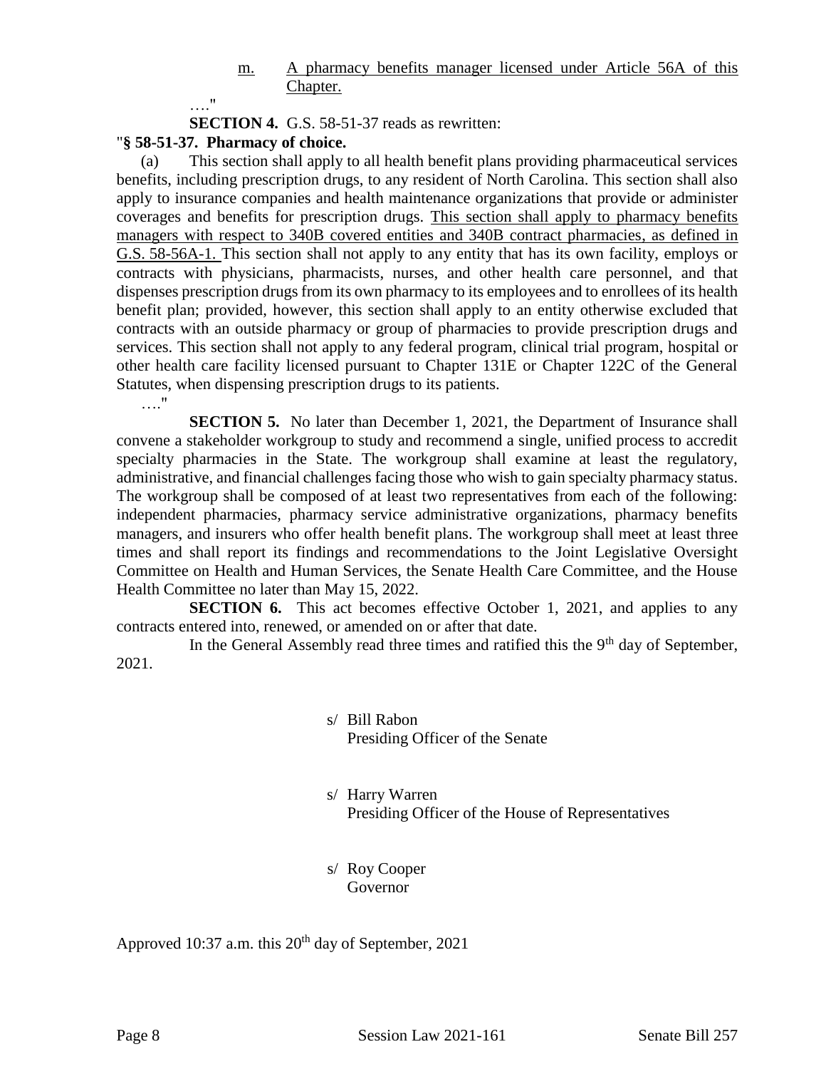m. A pharmacy benefits manager licensed under Article 56A of this Chapter.

…."

**SECTION 4.** G.S. 58-51-37 reads as rewritten:

"**§ 58-51-37. Pharmacy of choice.**

(a) This section shall apply to all health benefit plans providing pharmaceutical services benefits, including prescription drugs, to any resident of North Carolina. This section shall also apply to insurance companies and health maintenance organizations that provide or administer coverages and benefits for prescription drugs. This section shall apply to pharmacy benefits managers with respect to 340B covered entities and 340B contract pharmacies, as defined in G.S. 58-56A-1. This section shall not apply to any entity that has its own facility, employs or contracts with physicians, pharmacists, nurses, and other health care personnel, and that dispenses prescription drugs from its own pharmacy to its employees and to enrollees of its health benefit plan; provided, however, this section shall apply to an entity otherwise excluded that contracts with an outside pharmacy or group of pharmacies to provide prescription drugs and services. This section shall not apply to any federal program, clinical trial program, hospital or other health care facility licensed pursuant to Chapter 131E or Chapter 122C of the General Statutes, when dispensing prescription drugs to its patients.

…."

**SECTION 5.** No later than December 1, 2021, the Department of Insurance shall convene a stakeholder workgroup to study and recommend a single, unified process to accredit specialty pharmacies in the State. The workgroup shall examine at least the regulatory, administrative, and financial challenges facing those who wish to gain specialty pharmacy status. The workgroup shall be composed of at least two representatives from each of the following: independent pharmacies, pharmacy service administrative organizations, pharmacy benefits managers, and insurers who offer health benefit plans. The workgroup shall meet at least three times and shall report its findings and recommendations to the Joint Legislative Oversight Committee on Health and Human Services, the Senate Health Care Committee, and the House Health Committee no later than May 15, 2022.

**SECTION 6.** This act becomes effective October 1, 2021, and applies to any contracts entered into, renewed, or amended on or after that date.

In the General Assembly read three times and ratified this the 9th day of September, 2021.

s/ Bill Rabon
Presiding Officer of the Senate

s/ Harry Warren
Presiding Officer of the House of Representatives

s/ Roy Cooper
Governor

Approved 10:37 a.m. this 20th day of September, 2021